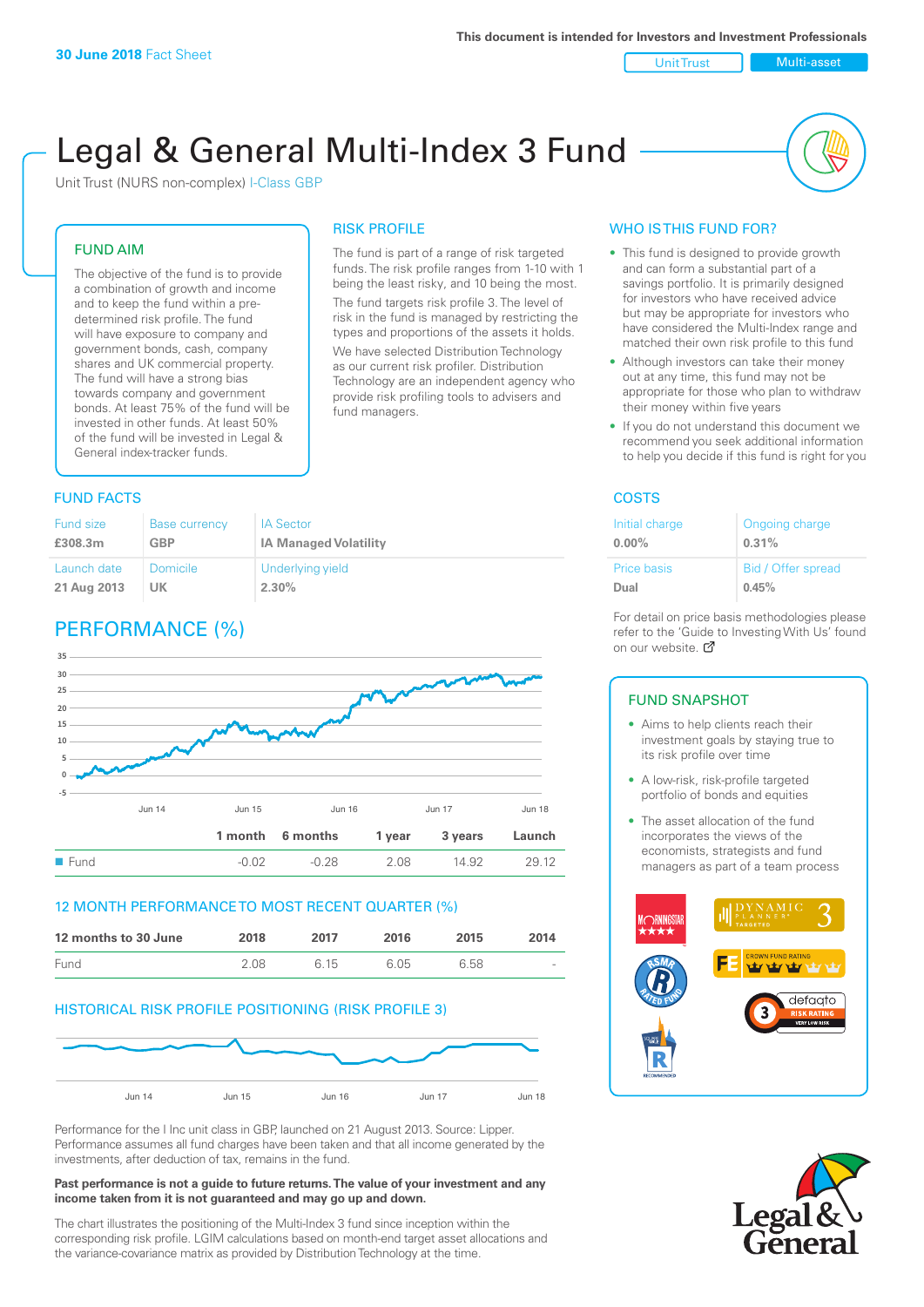**30 June 2018** Fact Sheet

This document is intended for Investors and Investment Professionals

Unit Trust | Multi-asset

# Legal & General Multi-Index 3 Fund

Unit Trust (NURS non-complex) I-Class GBP

## FUND AIM

The objective of the fund is to provide a combination of growth and income and to keep the fund within a pre-determined risk profile. The fund will have exposure to company and government bonds, cash, company shares and UK commercial property. The fund will have a strong bias towards company and government bonds. At least 75% of the fund will be invested in other funds. At least 50% of the fund will be invested in Legal & General index-tracker funds.

## RISK PROFILE

The fund is part of a range of risk targeted funds. The risk profile ranges from 1-10 with 1 being the least risky, and 10 being the most.

The fund targets risk profile 3. The level of risk in the fund is managed by restricting the types and proportions of the assets it holds.

We have selected Distribution Technology as our current risk profiler. Distribution Technology are an independent agency who provide risk profiling tools to advisers and fund managers.

## WHO IS THIS FUND FOR?

- This fund is designed to provide growth and can form a substantial part of a savings portfolio. It is primarily designed for investors who have received advice but may be appropriate for investors who have considered the Multi-Index range and matched their own risk profile to this fund
- Although investors can take their money out at any time, this fund may not be appropriate for those who plan to withdraw their money within five years
- If you do not understand this document we recommend you seek additional information to help you decide if this fund is right for you

## FUND FACTS

| Fund size | Base currency | IA Sector |
|---|---|---|
| £308.3m | GBP | IA Managed Volatility |
| **Launch date** | **Domicile** | **Underlying yield** |
| 21 Aug 2013 | UK | 2.30% |

## COSTS

| Initial charge | Ongoing charge |
|---|---|
| 0.00% | 0.31% |
| **Price basis** | **Bid / Offer spread** |
| Dual | 0.45% |

For detail on price basis methodologies please refer to the 'Guide to Investing With Us' found on our website.

## PERFORMANCE (%)

| | 1 month | 6 months | 1 year | 3 years | Launch |
|---|---|---|---|---|---|
| Fund | -0.02 | -0.28 | 2.08 | 14.92 | 29.12 |

## 12 MONTH PERFORMANCE TO MOST RECENT QUARTER (%)

| 12 months to 30 June | 2018 | 2017 | 2016 | 2015 | 2014 |
|---|---|---|---|---|---|
| Fund | 2.08 | 6.15 | 6.05 | 6.58 | - |

## HISTORICAL RISK PROFILE POSITIONING (RISK PROFILE 3)

Performance for the I Inc unit class in GBP, launched on 21 August 2013. Source: Lipper. Performance assumes all fund charges have been taken and that all income generated by the investments, after deduction of tax, remains in the fund.

**Past performance is not a guide to future returns. The value of your investment and any income taken from it is not guaranteed and may go up and down.**

The chart illustrates the positioning of the Multi-Index 3 fund since inception within the corresponding risk profile. LGIM calculations based on month-end target asset allocations and the variance-covariance matrix as provided by Distribution Technology at the time.

## FUND SNAPSHOT

- Aims to help clients reach their investment goals by staying true to its risk profile over time
- A low-risk, risk-profile targeted portfolio of bonds and equities
- The asset allocation of the fund incorporates the views of the economists, strategists and fund managers as part of a team process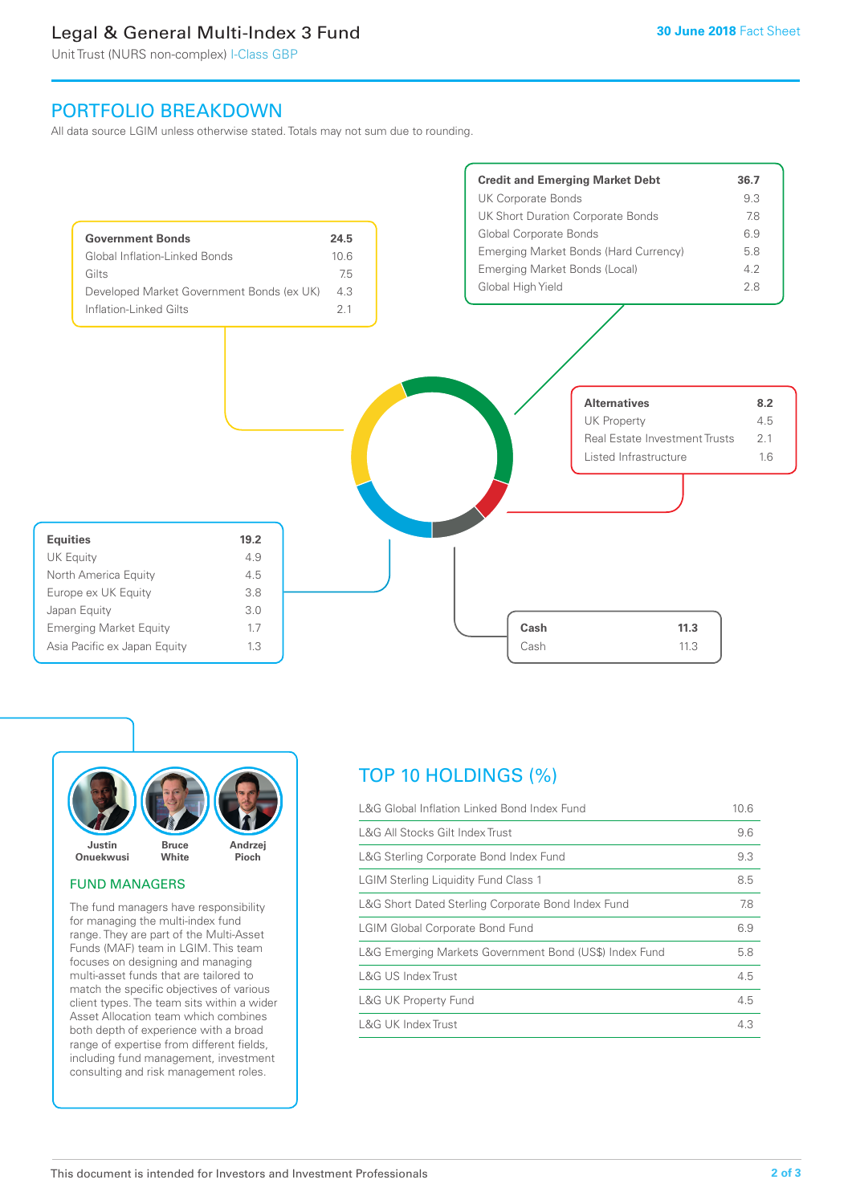# Legal & General Multi-Index 3 Fund

Unit Trust (NURS non-complex) I-Class GBP

30 June 2018 Fact Sheet

## PORTFOLIO BREAKDOWN

All data source LGIM unless otherwise stated. Totals may not sum due to rounding.

| Government Bonds | 24.5 |
|---|---|
| Global Inflation-Linked Bonds | 10.6 |
| Gilts | 7.5 |
| Developed Market Government Bonds (ex UK) | 4.3 |
| Inflation-Linked Gilts | 2.1 |

| Credit and Emerging Market Debt | 36.7 |
|---|---|
| UK Corporate Bonds | 9.3 |
| UK Short Duration Corporate Bonds | 7.8 |
| Global Corporate Bonds | 6.9 |
| Emerging Market Bonds (Hard Currency) | 5.8 |
| Emerging Market Bonds (Local) | 4.2 |
| Global High Yield | 2.8 |

| Alternatives | 8.2 |
|---|---|
| UK Property | 4.5 |
| Real Estate Investment Trusts | 2.1 |
| Listed Infrastructure | 1.6 |

| Equities | 19.2 |
|---|---|
| UK Equity | 4.9 |
| North America Equity | 4.5 |
| Europe ex UK Equity | 3.8 |
| Japan Equity | 3.0 |
| Emerging Market Equity | 1.7 |
| Asia Pacific ex Japan Equity | 1.3 |

| Cash | 11.3 |
|---|---|
| Cash | 11.3 |

Justin Onuekwusi, Bruce White, Andrzej Pioch

### FUND MANAGERS

The fund managers have responsibility for managing the multi-index fund range. They are part of the Multi-Asset Funds (MAF) team in LGIM. This team focuses on designing and managing multi-asset funds that are tailored to match the specific objectives of various client types. The team sits within a wider Asset Allocation team which combines both depth of experience with a broad range of expertise from different fields, including fund management, investment consulting and risk management roles.

## TOP 10 HOLDINGS (%)

| Holding | % |
|---|---|
| L&G Global Inflation Linked Bond Index Fund | 10.6 |
| L&G All Stocks Gilt Index Trust | 9.6 |
| L&G Sterling Corporate Bond Index Fund | 9.3 |
| LGIM Sterling Liquidity Fund Class 1 | 8.5 |
| L&G Short Dated Sterling Corporate Bond Index Fund | 7.8 |
| LGIM Global Corporate Bond Fund | 6.9 |
| L&G Emerging Markets Government Bond (US$) Index Fund | 5.8 |
| L&G US Index Trust | 4.5 |
| L&G UK Property Fund | 4.5 |
| L&G UK Index Trust | 4.3 |

This document is intended for Investors and Investment Professionals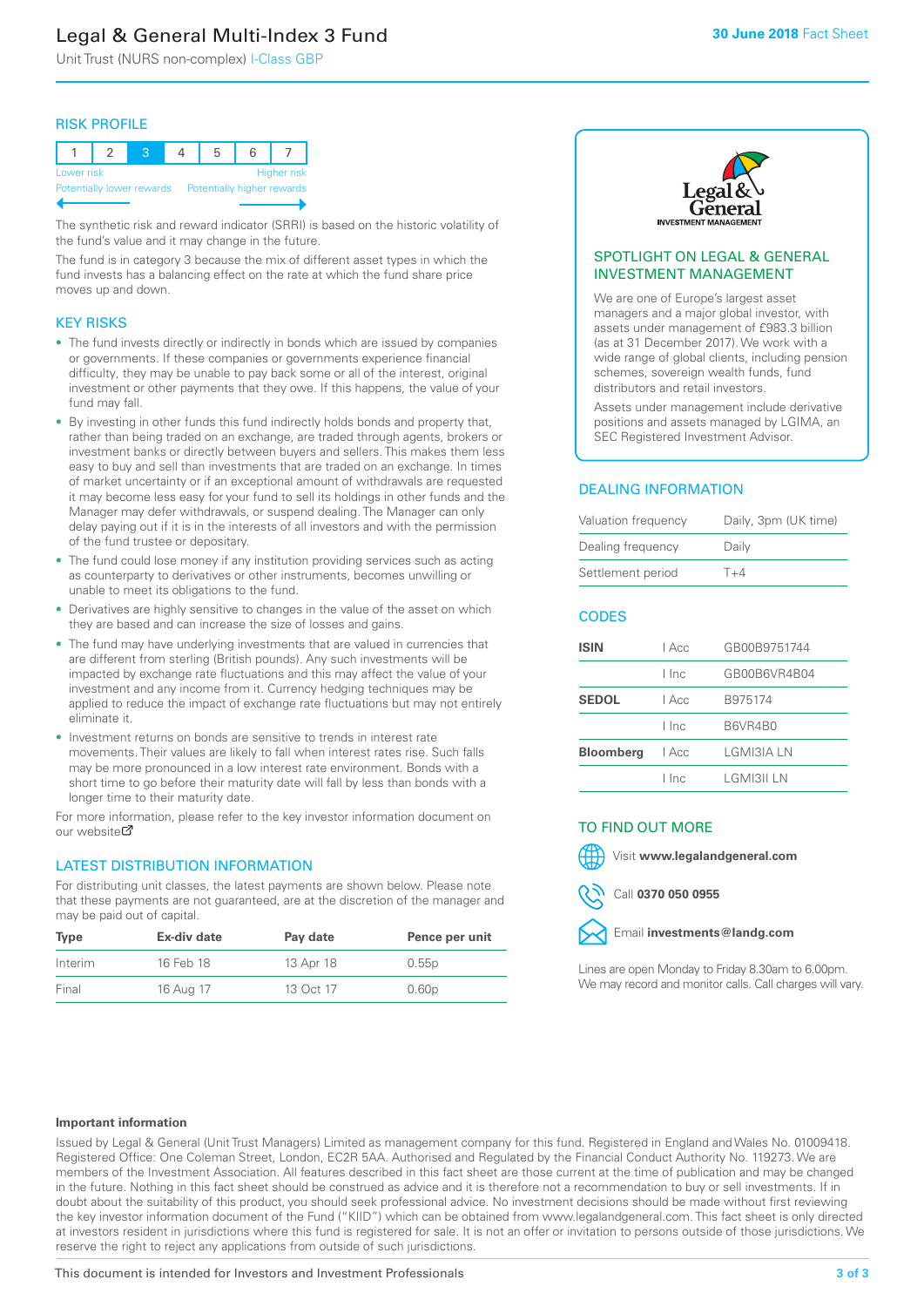# Legal & General Multi-Index 3 Fund

Unit Trust (NURS non-complex) I-Class GBP

**30 June 2018** Fact Sheet

## RISK PROFILE

| 1 | 2 | 3 | 4 | 5 | 6 | 7 |
|---|---|---|---|---|---|---|

Lower risk — Higher risk

Potentially lower rewards — Potentially higher rewards

The synthetic risk and reward indicator (SRRI) is based on the historic volatility of the fund's value and it may change in the future.

The fund is in category 3 because the mix of different asset types in which the fund invests has a balancing effect on the rate at which the fund share price moves up and down.

## KEY RISKS

- The fund invests directly or indirectly in bonds which are issued by companies or governments. If these companies or governments experience financial difficulty, they may be unable to pay back some or all of the interest, original investment or other payments that they owe. If this happens, the value of your fund may fall.
- By investing in other funds this fund indirectly holds bonds and property that, rather than being traded on an exchange, are traded through agents, brokers or investment banks or directly between buyers and sellers. This makes them less easy to buy and sell than investments that are traded on an exchange. In times of market uncertainty or if an exceptional amount of withdrawals are requested it may become less easy for your fund to sell its holdings in other funds and the Manager may defer withdrawals, or suspend dealing. The Manager can only delay paying out if it is in the interests of all investors and with the permission of the fund trustee or depositary.
- The fund could lose money if any institution providing services such as acting as counterparty to derivatives or other instruments, becomes unwilling or unable to meet its obligations to the fund.
- Derivatives are highly sensitive to changes in the value of the asset on which they are based and can increase the size of losses and gains.
- The fund may have underlying investments that are valued in currencies that are different from sterling (British pounds). Any such investments will be impacted by exchange rate fluctuations and this may affect the value of your investment and any income from it. Currency hedging techniques may be applied to reduce the impact of exchange rate fluctuations but may not entirely eliminate it.
- Investment returns on bonds are sensitive to trends in interest rate movements. Their values are likely to fall when interest rates rise. Such falls may be more pronounced in a low interest rate environment. Bonds with a short time to go before their maturity date will fall by less than bonds with a longer time to their maturity date.

For more information, please refer to the key investor information document on our website

## LATEST DISTRIBUTION INFORMATION

For distributing unit classes, the latest payments are shown below. Please note that these payments are not guaranteed, are at the discretion of the manager and may be paid out of capital.

| Type | Ex-div date | Pay date | Pence per unit |
|---|---|---|---|
| Interim | 16 Feb 18 | 13 Apr 18 | 0.55p |
| Final | 16 Aug 17 | 13 Oct 17 | 0.60p |

## SPOTLIGHT ON LEGAL & GENERAL INVESTMENT MANAGEMENT

We are one of Europe's largest asset managers and a major global investor, with assets under management of £983.3 billion (as at 31 December 2017). We work with a wide range of global clients, including pension schemes, sovereign wealth funds, fund distributors and retail investors.

Assets under management include derivative positions and assets managed by LGIMA, an SEC Registered Investment Advisor.

## DEALING INFORMATION

| | |
|---|---|
| Valuation frequency | Daily, 3pm (UK time) |
| Dealing frequency | Daily |
| Settlement period | T+4 |

## CODES

| | | |
|---|---|---|
| **ISIN** | I Acc | GB00B9751744 |
| | I Inc | GB00B6VR4B04 |
| **SEDOL** | I Acc | B975174 |
| | I Inc | B6VR4B0 |
| **Bloomberg** | I Acc | LGMI3IA LN |
| | I Inc | LGMI3II LN |

## TO FIND OUT MORE

Visit **www.legalandgeneral.com**

Call **0370 050 0955**

Email **investments@landg.com**

Lines are open Monday to Friday 8.30am to 6.00pm. We may record and monitor calls. Call charges will vary.

**Important information**

Issued by Legal & General (Unit Trust Managers) Limited as management company for this fund. Registered in England and Wales No. 01009418. Registered Office: One Coleman Street, London, EC2R 5AA. Authorised and Regulated by the Financial Conduct Authority No. 119273. We are members of the Investment Association. All features described in this fact sheet are those current at the time of publication and may be changed in the future. Nothing in this fact sheet should be construed as advice and it is therefore not a recommendation to buy or sell investments. If in doubt about the suitability of this product, you should seek professional advice. No investment decisions should be made without first reviewing the key investor information document of the Fund ("KIID") which can be obtained from www.legalandgeneral.com. This fact sheet is only directed at investors resident in jurisdictions where this fund is registered for sale. It is not an offer or invitation to persons outside of those jurisdictions. We reserve the right to reject any applications from outside of such jurisdictions.

This document is intended for Investors and Investment Professionals